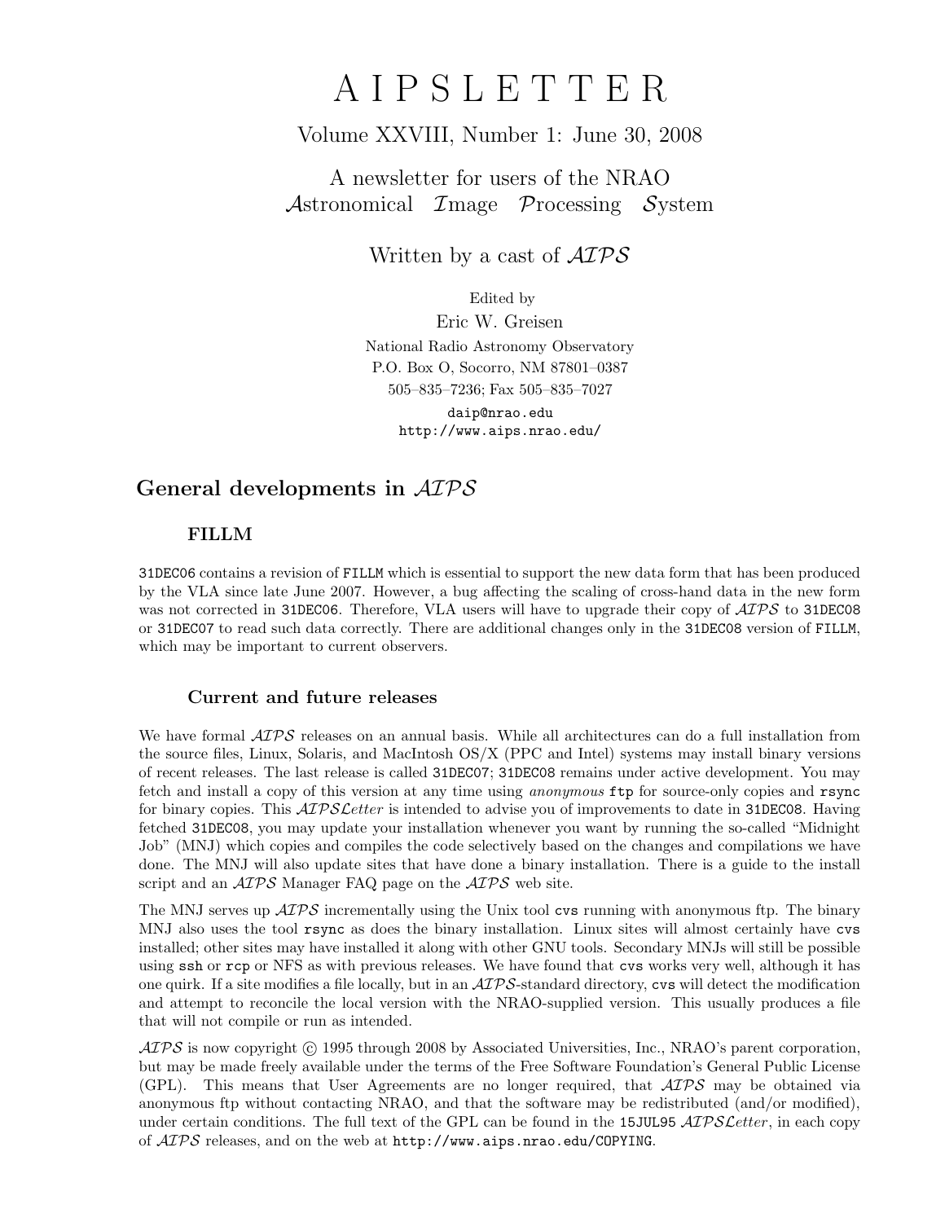# A I P S L E T T E R

Volume XXVIII, Number 1: June 30, 2008

A newsletter for users of the NRAO
*Astronomical Image Processing System*

Written by a cast of *AIPS*

Edited by
Eric W. Greisen
National Radio Astronomy Observatory
P.O. Box O, Socorro, NM 87801–0387
505–835–7236; Fax 505–835–7027
daip@nrao.edu
http://www.aips.nrao.edu/

## General developments in *AIPS*

### FILLM

31DEC06 contains a revision of FILLM which is essential to support the new data form that has been produced by the VLA since late June 2007. However, a bug affecting the scaling of cross-hand data in the new form was not corrected in 31DEC06. Therefore, VLA users will have to upgrade their copy of *AIPS* to 31DEC08 or 31DEC07 to read such data correctly. There are additional changes only in the 31DEC08 version of FILLM, which may be important to current observers.

### Current and future releases

We have formal *AIPS* releases on an annual basis. While all architectures can do a full installation from the source files, Linux, Solaris, and MacIntosh OS/X (PPC and Intel) systems may install binary versions of recent releases. The last release is called 31DEC07; 31DEC08 remains under active development. You may fetch and install a copy of this version at any time using *anonymous* ftp for source-only copies and rsync for binary copies. This *AIPSLetter* is intended to advise you of improvements to date in 31DEC08. Having fetched 31DEC08, you may update your installation whenever you want by running the so-called "Midnight Job" (MNJ) which copies and compiles the code selectively based on the changes and compilations we have done. The MNJ will also update sites that have done a binary installation. There is a guide to the install script and an *AIPS* Manager FAQ page on the *AIPS* web site.

The MNJ serves up *AIPS* incrementally using the Unix tool cvs running with anonymous ftp. The binary MNJ also uses the tool rsync as does the binary installation. Linux sites will almost certainly have cvs installed; other sites may have installed it along with other GNU tools. Secondary MNJs will still be possible using ssh or rcp or NFS as with previous releases. We have found that cvs works very well, although it has one quirk. If a site modifies a file locally, but in an *AIPS*-standard directory, cvs will detect the modification and attempt to reconcile the local version with the NRAO-supplied version. This usually produces a file that will not compile or run as intended.

*AIPS* is now copyright © 1995 through 2008 by Associated Universities, Inc., NRAO's parent corporation, but may be made freely available under the terms of the Free Software Foundation's General Public License (GPL). This means that User Agreements are no longer required, that *AIPS* may be obtained via anonymous ftp without contacting NRAO, and that the software may be redistributed (and/or modified), under certain conditions. The full text of the GPL can be found in the 15JUL95 *AIPSLetter*, in each copy of *AIPS* releases, and on the web at http://www.aips.nrao.edu/COPYING.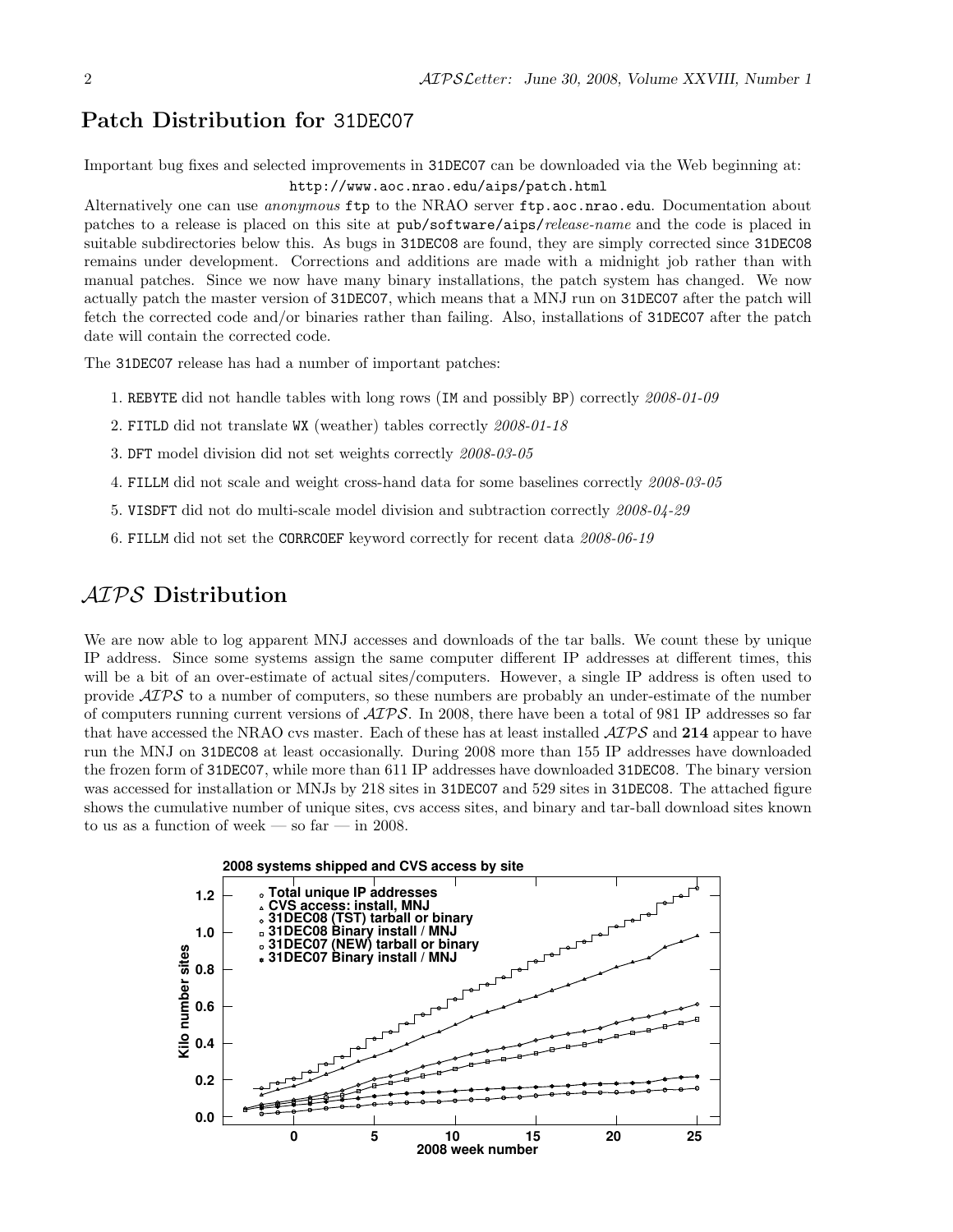## Patch Distribution for 31DEC07

Important bug fixes and selected improvements in 31DEC07 can be downloaded via the Web beginning at:

http://www.aoc.nrao.edu/aips/patch.html

Alternatively one can use *anonymous* ftp to the NRAO server ftp.aoc.nrao.edu. Documentation about patches to a release is placed on this site at pub/software/aips/*release-name* and the code is placed in suitable subdirectories below this. As bugs in 31DEC08 are found, they are simply corrected since 31DEC08 remains under development. Corrections and additions are made with a midnight job rather than with manual patches. Since we now have many binary installations, the patch system has changed. We now actually patch the master version of 31DEC07, which means that a MNJ run on 31DEC07 after the patch will fetch the corrected code and/or binaries rather than failing. Also, installations of 31DEC07 after the patch date will contain the corrected code.

The 31DEC07 release has had a number of important patches:

1. REBYTE did not handle tables with long rows (IM and possibly BP) correctly *2008-01-09*
2. FITLD did not translate WX (weather) tables correctly *2008-01-18*
3. DFT model division did not set weights correctly *2008-03-05*
4. FILLM did not scale and weight cross-hand data for some baselines correctly *2008-03-05*
5. VISDFT did not do multi-scale model division and subtraction correctly *2008-04-29*
6. FILLM did not set the CORRCOEF keyword correctly for recent data *2008-06-19*

## *AIPS* Distribution

We are now able to log apparent MNJ accesses and downloads of the tar balls. We count these by unique IP address. Since some systems assign the same computer different IP addresses at different times, this will be a bit of an over-estimate of actual sites/computers. However, a single IP address is often used to provide *AIPS* to a number of computers, so these numbers are probably an under-estimate of the number of computers running current versions of *AIPS*. In 2008, there have been a total of 981 IP addresses so far that have accessed the NRAO cvs master. Each of these has at least installed *AIPS* and **214** appear to have run the MNJ on 31DEC08 at least occasionally. During 2008 more than 155 IP addresses have downloaded the frozen form of 31DEC07, while more than 611 IP addresses have downloaded 31DEC08. The binary version was accessed for installation or MNJs by 218 sites in 31DEC07 and 529 sites in 31DEC08. The attached figure shows the cumulative number of unique sites, cvs access sites, and binary and tar-ball download sites known to us as a function of week — so far — in 2008.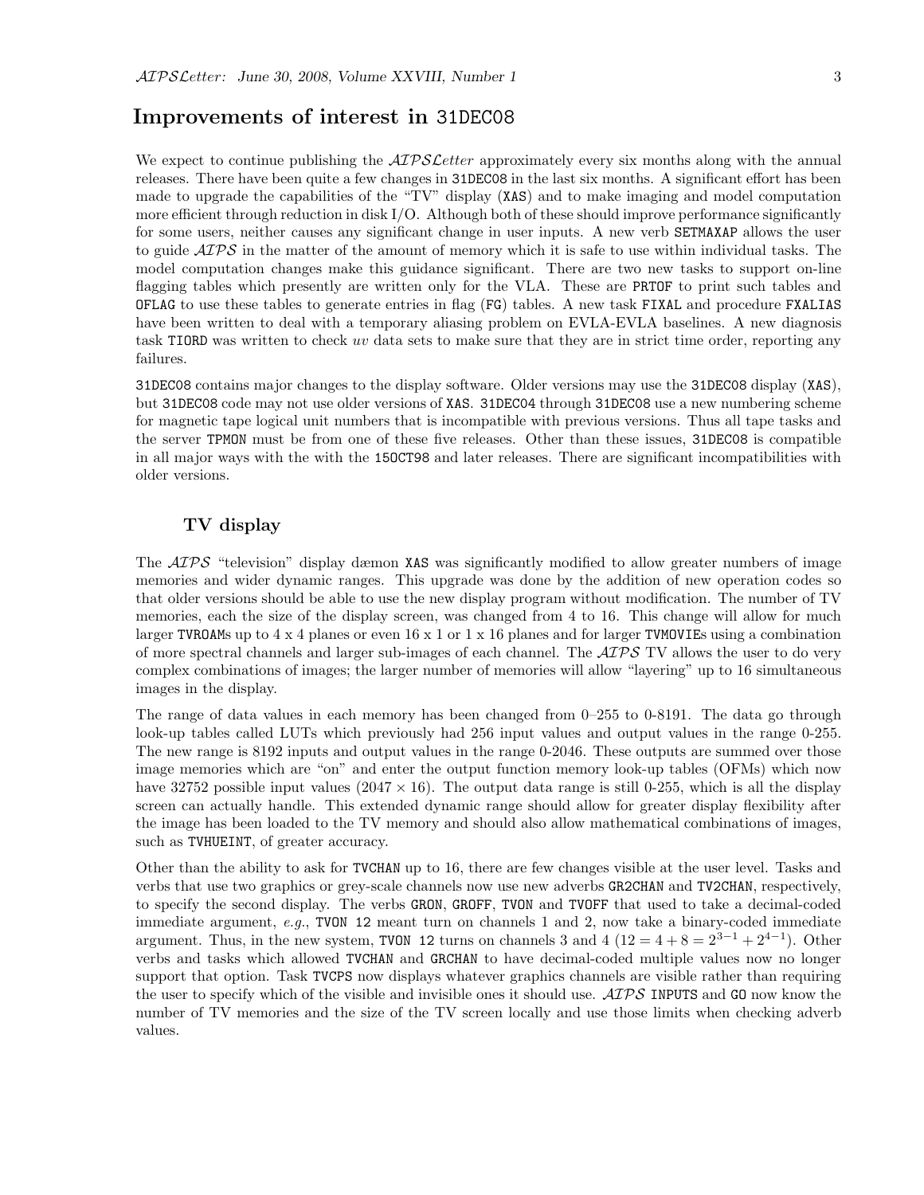## Improvements of interest in 31DEC08

We expect to continue publishing the *AIPSLetter* approximately every six months along with the annual releases. There have been quite a few changes in 31DEC08 in the last six months. A significant effort has been made to upgrade the capabilities of the "TV" display (XAS) and to make imaging and model computation more efficient through reduction in disk I/O. Although both of these should improve performance significantly for some users, neither causes any significant change in user inputs. A new verb SETMAXAP allows the user to guide *AIPS* in the matter of the amount of memory which it is safe to use within individual tasks. The model computation changes make this guidance significant. There are two new tasks to support on-line flagging tables which presently are written only for the VLA. These are PRTOF to print such tables and OFLAG to use these tables to generate entries in flag (FG) tables. A new task FIXAL and procedure FXALIAS have been written to deal with a temporary aliasing problem on EVLA-EVLA baselines. A new diagnosis task TIORD was written to check *uv* data sets to make sure that they are in strict time order, reporting any failures.

31DEC08 contains major changes to the display software. Older versions may use the 31DEC08 display (XAS), but 31DEC08 code may not use older versions of XAS. 31DEC04 through 31DEC08 use a new numbering scheme for magnetic tape logical unit numbers that is incompatible with previous versions. Thus all tape tasks and the server TPMON must be from one of these five releases. Other than these issues, 31DEC08 is compatible in all major ways with the with the 15OCT98 and later releases. There are significant incompatibilities with older versions.

### TV display

The *AIPS* "television" display dæmon XAS was significantly modified to allow greater numbers of image memories and wider dynamic ranges. This upgrade was done by the addition of new operation codes so that older versions should be able to use the new display program without modification. The number of TV memories, each the size of the display screen, was changed from 4 to 16. This change will allow for much larger TVROAMs up to 4 x 4 planes or even 16 x 1 or 1 x 16 planes and for larger TVMOVIEs using a combination of more spectral channels and larger sub-images of each channel. The *AIPS* TV allows the user to do very complex combinations of images; the larger number of memories will allow "layering" up to 16 simultaneous images in the display.

The range of data values in each memory has been changed from 0–255 to 0-8191. The data go through look-up tables called LUTs which previously had 256 input values and output values in the range 0-255. The new range is 8192 inputs and output values in the range 0-2046. These outputs are summed over those image memories which are "on" and enter the output function memory look-up tables (OFMs) which now have 32752 possible input values ($2047 \times 16$). The output data range is still 0-255, which is all the display screen can actually handle. This extended dynamic range should allow for greater display flexibility after the image has been loaded to the TV memory and should also allow mathematical combinations of images, such as TVHUEINT, of greater accuracy.

Other than the ability to ask for TVCHAN up to 16, there are few changes visible at the user level. Tasks and verbs that use two graphics or grey-scale channels now use new adverbs GR2CHAN and TV2CHAN, respectively, to specify the second display. The verbs GRON, GROFF, TVON and TVOFF that used to take a decimal-coded immediate argument, *e.g.*, TVON 12 meant turn on channels 1 and 2, now take a binary-coded immediate argument. Thus, in the new system, TVON 12 turns on channels 3 and 4 ($12 = 4 + 8 = 2^{3-1} + 2^{4-1}$). Other verbs and tasks which allowed TVCHAN and GRCHAN to have decimal-coded multiple values now no longer support that option. Task TVCPS now displays whatever graphics channels are visible rather than requiring the user to specify which of the visible and invisible ones it should use. *AIPS* INPUTS and GO now know the number of TV memories and the size of the TV screen locally and use those limits when checking adverb values.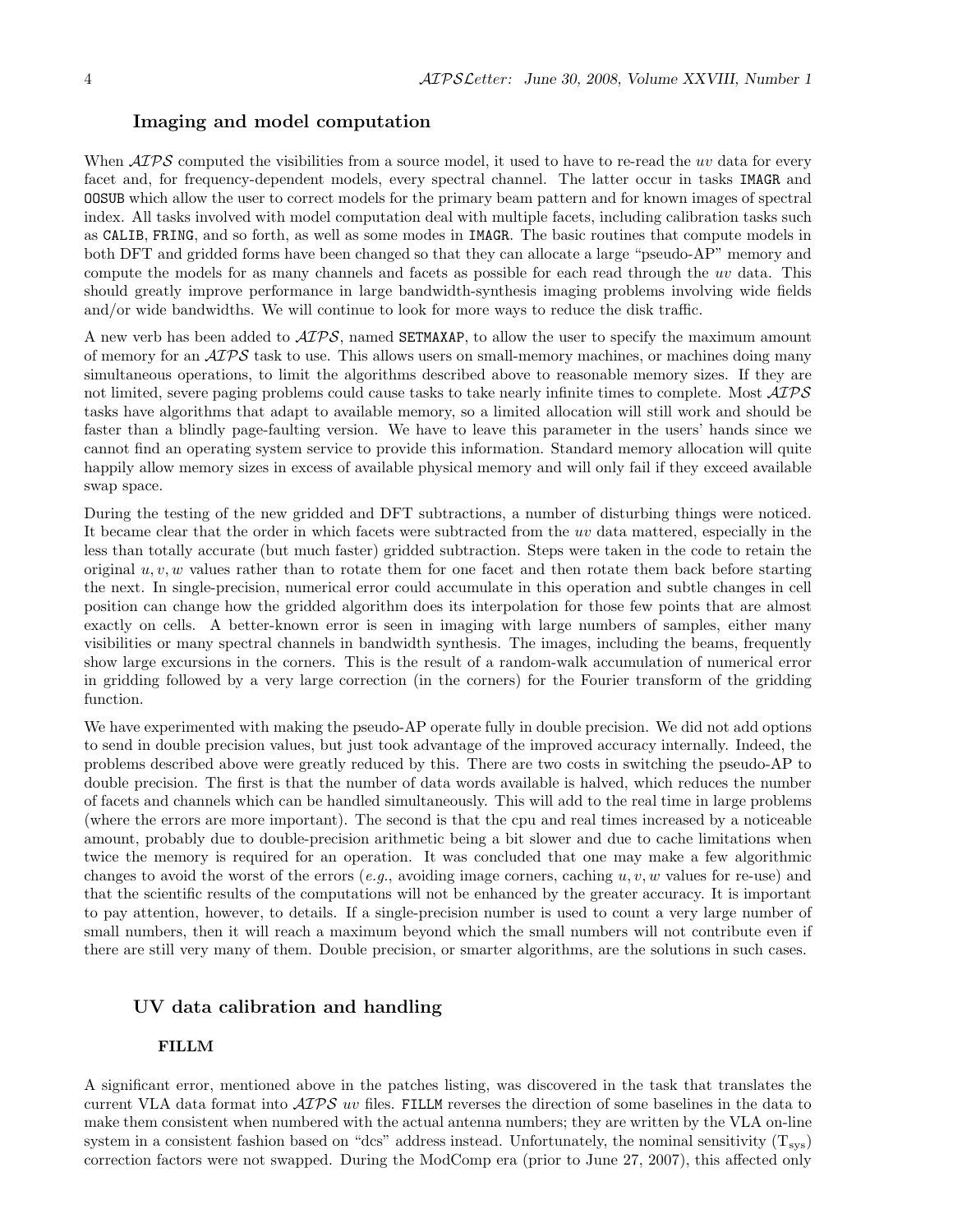## Imaging and model computation

When *AIPS* computed the visibilities from a source model, it used to have to re-read the *uv* data for every facet and, for frequency-dependent models, every spectral channel. The latter occur in tasks IMAGR and OOSUB which allow the user to correct models for the primary beam pattern and for known images of spectral index. All tasks involved with model computation deal with multiple facets, including calibration tasks such as CALIB, FRING, and so forth, as well as some modes in IMAGR. The basic routines that compute models in both DFT and gridded forms have been changed so that they can allocate a large "pseudo-AP" memory and compute the models for as many channels and facets as possible for each read through the *uv* data. This should greatly improve performance in large bandwidth-synthesis imaging problems involving wide fields and/or wide bandwidths. We will continue to look for more ways to reduce the disk traffic.

A new verb has been added to *AIPS*, named SETMAXAP, to allow the user to specify the maximum amount of memory for an *AIPS* task to use. This allows users on small-memory machines, or machines doing many simultaneous operations, to limit the algorithms described above to reasonable memory sizes. If they are not limited, severe paging problems could cause tasks to take nearly infinite times to complete. Most *AIPS* tasks have algorithms that adapt to available memory, so a limited allocation will still work and should be faster than a blindly page-faulting version. We have to leave this parameter in the users' hands since we cannot find an operating system service to provide this information. Standard memory allocation will quite happily allow memory sizes in excess of available physical memory and will only fail if they exceed available swap space.

During the testing of the new gridded and DFT subtractions, a number of disturbing things were noticed. It became clear that the order in which facets were subtracted from the *uv* data mattered, especially in the less than totally accurate (but much faster) gridded subtraction. Steps were taken in the code to retain the original $u, v, w$ values rather than to rotate them for one facet and then rotate them back before starting the next. In single-precision, numerical error could accumulate in this operation and subtle changes in cell position can change how the gridded algorithm does its interpolation for those few points that are almost exactly on cells. A better-known error is seen in imaging with large numbers of samples, either many visibilities or many spectral channels in bandwidth synthesis. The images, including the beams, frequently show large excursions in the corners. This is the result of a random-walk accumulation of numerical error in gridding followed by a very large correction (in the corners) for the Fourier transform of the gridding function.

We have experimented with making the pseudo-AP operate fully in double precision. We did not add options to send in double precision values, but just took advantage of the improved accuracy internally. Indeed, the problems described above were greatly reduced by this. There are two costs in switching the pseudo-AP to double precision. The first is that the number of data words available is halved, which reduces the number of facets and channels which can be handled simultaneously. This will add to the real time in large problems (where the errors are more important). The second is that the cpu and real times increased by a noticeable amount, probably due to double-precision arithmetic being a bit slower and due to cache limitations when twice the memory is required for an operation. It was concluded that one may make a few algorithmic changes to avoid the worst of the errors (*e.g.*, avoiding image corners, caching $u, v, w$ values for re-use) and that the scientific results of the computations will not be enhanced by the greater accuracy. It is important to pay attention, however, to details. If a single-precision number is used to count a very large number of small numbers, then it will reach a maximum beyond which the small numbers will not contribute even if there are still very many of them. Double precision, or smarter algorithms, are the solutions in such cases.

## UV data calibration and handling

### FILLM

A significant error, mentioned above in the patches listing, was discovered in the task that translates the current VLA data format into *AIPS* *uv* files. FILLM reverses the direction of some baselines in the data to make them consistent when numbered with the actual antenna numbers; they are written by the VLA on-line system in a consistent fashion based on "dcs" address instead. Unfortunately, the nominal sensitivity ($T_{sys}$) correction factors were not swapped. During the ModComp era (prior to June 27, 2007), this affected only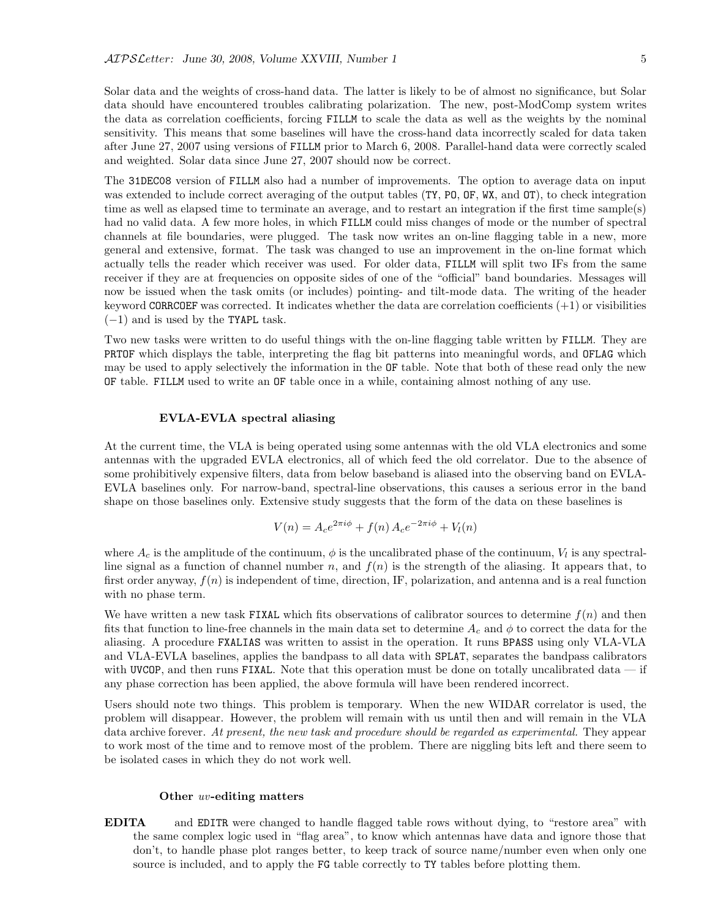Solar data and the weights of cross-hand data. The latter is likely to be of almost no significance, but Solar data should have encountered troubles calibrating polarization. The new, post-ModComp system writes the data as correlation coefficients, forcing FILLM to scale the data as well as the weights by the nominal sensitivity. This means that some baselines will have the cross-hand data incorrectly scaled for data taken after June 27, 2007 using versions of FILLM prior to March 6, 2008. Parallel-hand data were correctly scaled and weighted. Solar data since June 27, 2007 should now be correct.

The 31DEC08 version of FILLM also had a number of improvements. The option to average data on input was extended to include correct averaging of the output tables (TY, PO, OF, WX, and OT), to check integration time as well as elapsed time to terminate an average, and to restart an integration if the first time sample(s) had no valid data. A few more holes, in which FILLM could miss changes of mode or the number of spectral channels at file boundaries, were plugged. The task now writes an on-line flagging table in a new, more general and extensive, format. The task was changed to use an improvement in the on-line format which actually tells the reader which receiver was used. For older data, FILLM will split two IFs from the same receiver if they are at frequencies on opposite sides of one of the "official" band boundaries. Messages will now be issued when the task omits (or includes) pointing- and tilt-mode data. The writing of the header keyword CORRCOEF was corrected. It indicates whether the data are correlation coefficients (+1) or visibilities (−1) and is used by the TYAPL task.

Two new tasks were written to do useful things with the on-line flagging table written by FILLM. They are PRTOF which displays the table, interpreting the flag bit patterns into meaningful words, and OFLAG which may be used to apply selectively the information in the OF table. Note that both of these read only the new OF table. FILLM used to write an OF table once in a while, containing almost nothing of any use.

### EVLA-EVLA spectral aliasing

At the current time, the VLA is being operated using some antennas with the old VLA electronics and some antennas with the upgraded EVLA electronics, all of which feed the old correlator. Due to the absence of some prohibitively expensive filters, data from below baseband is aliased into the observing band on EVLA-EVLA baselines only. For narrow-band, spectral-line observations, this causes a serious error in the band shape on those baselines only. Extensive study suggests that the form of the data on these baselines is

$$V(n) = A_c e^{2\pi i\phi} + f(n)\, A_c e^{-2\pi i\phi} + V_l(n)$$

where $A_c$ is the amplitude of the continuum, $\phi$ is the uncalibrated phase of the continuum, $V_l$ is any spectral-line signal as a function of channel number $n$, and $f(n)$ is the strength of the aliasing. It appears that, to first order anyway, $f(n)$ is independent of time, direction, IF, polarization, and antenna and is a real function with no phase term.

We have written a new task FIXAL which fits observations of calibrator sources to determine $f(n)$ and then fits that function to line-free channels in the main data set to determine $A_c$ and $\phi$ to correct the data for the aliasing. A procedure FXALIAS was written to assist in the operation. It runs BPASS using only VLA-VLA and VLA-EVLA baselines, applies the bandpass to all data with SPLAT, separates the bandpass calibrators with UVCOP, and then runs FIXAL. Note that this operation must be done on totally uncalibrated data — if any phase correction has been applied, the above formula will have been rendered incorrect.

Users should note two things. This problem is temporary. When the new WIDAR correlator is used, the problem will disappear. However, the problem will remain with us until then and will remain in the VLA data archive forever. *At present, the new task and procedure should be regarded as experimental.* They appear to work most of the time and to remove most of the problem. There are niggling bits left and there seem to be isolated cases in which they do not work well.

### Other *uv*-editing matters

**EDITA** and EDITR were changed to handle flagged table rows without dying, to "restore area" with the same complex logic used in "flag area", to know which antennas have data and ignore those that don't, to handle phase plot ranges better, to keep track of source name/number even when only one source is included, and to apply the FG table correctly to TY tables before plotting them.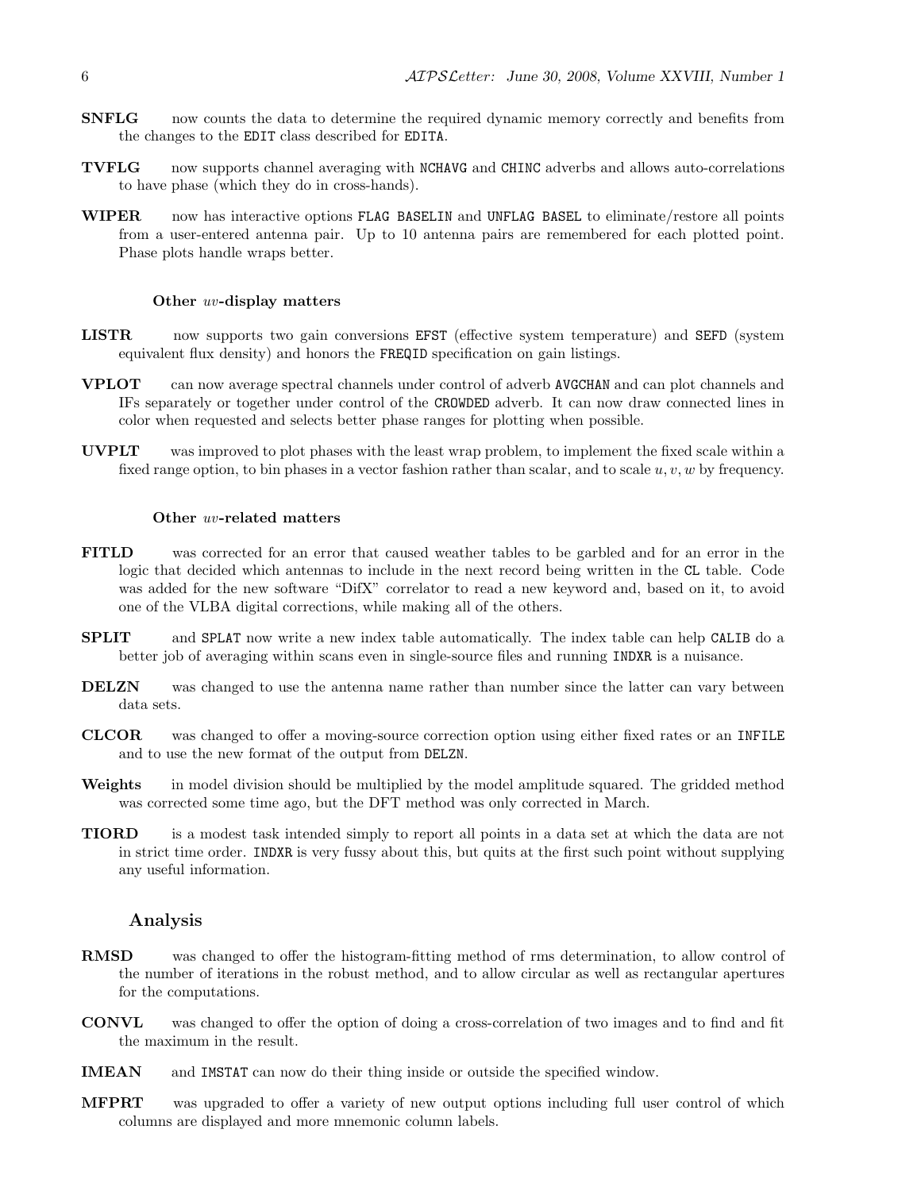**SNFLG** now counts the data to determine the required dynamic memory correctly and benefits from the changes to the EDIT class described for EDITA.

**TVFLG** now supports channel averaging with NCHAVG and CHINC adverbs and allows auto-correlations to have phase (which they do in cross-hands).

**WIPER** now has interactive options FLAG BASELIN and UNFLAG BASEL to eliminate/restore all points from a user-entered antenna pair. Up to 10 antenna pairs are remembered for each plotted point. Phase plots handle wraps better.

#### Other *uv*-display matters

**LISTR** now supports two gain conversions EFST (effective system temperature) and SEFD (system equivalent flux density) and honors the FREQID specification on gain listings.

**VPLOT** can now average spectral channels under control of adverb AVGCHAN and can plot channels and IFs separately or together under control of the CROWDED adverb. It can now draw connected lines in color when requested and selects better phase ranges for plotting when possible.

**UVPLT** was improved to plot phases with the least wrap problem, to implement the fixed scale within a fixed range option, to bin phases in a vector fashion rather than scalar, and to scale $u, v, w$ by frequency.

#### Other *uv*-related matters

**FITLD** was corrected for an error that caused weather tables to be garbled and for an error in the logic that decided which antennas to include in the next record being written in the CL table. Code was added for the new software "DifX" correlator to read a new keyword and, based on it, to avoid one of the VLBA digital corrections, while making all of the others.

**SPLIT** and SPLAT now write a new index table automatically. The index table can help CALIB do a better job of averaging within scans even in single-source files and running INDXR is a nuisance.

**DELZN** was changed to use the antenna name rather than number since the latter can vary between data sets.

**CLCOR** was changed to offer a moving-source correction option using either fixed rates or an INFILE and to use the new format of the output from DELZN.

**Weights** in model division should be multiplied by the model amplitude squared. The gridded method was corrected some time ago, but the DFT method was only corrected in March.

**TIORD** is a modest task intended simply to report all points in a data set at which the data are not in strict time order. INDXR is very fussy about this, but quits at the first such point without supplying any useful information.

### Analysis

**RMSD** was changed to offer the histogram-fitting method of rms determination, to allow control of the number of iterations in the robust method, and to allow circular as well as rectangular apertures for the computations.

**CONVL** was changed to offer the option of doing a cross-correlation of two images and to find and fit the maximum in the result.

**IMEAN** and IMSTAT can now do their thing inside or outside the specified window.

**MFPRT** was upgraded to offer a variety of new output options including full user control of which columns are displayed and more mnemonic column labels.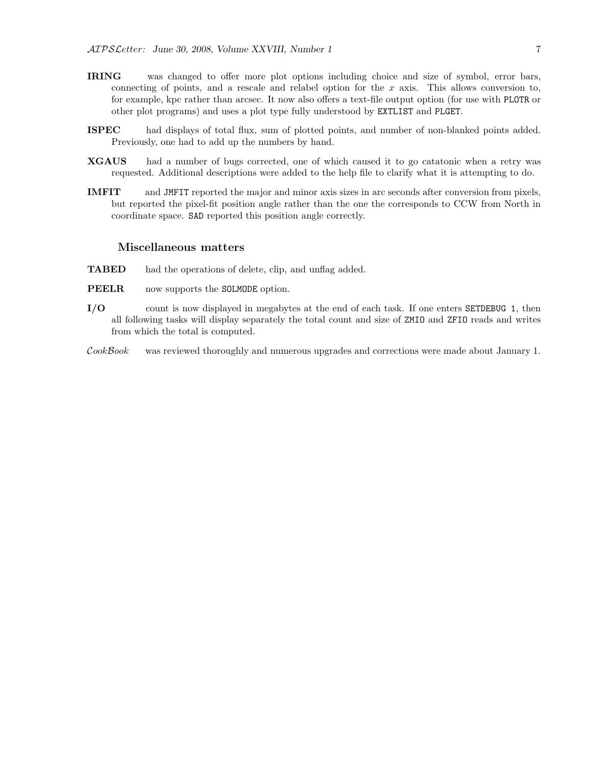**IRING** was changed to offer more plot options including choice and size of symbol, error bars, connecting of points, and a rescale and relabel option for the $x$ axis. This allows conversion to, for example, kpc rather than arcsec. It now also offers a text-file output option (for use with `PLOTR` or other plot programs) and uses a plot type fully understood by `EXTLIST` and `PLGET`.

**ISPEC** had displays of total flux, sum of plotted points, and number of non-blanked points added. Previously, one had to add up the numbers by hand.

**XGAUS** had a number of bugs corrected, one of which caused it to go catatonic when a retry was requested. Additional descriptions were added to the help file to clarify what it is attempting to do.

**IMFIT** and `JMFIT` reported the major and minor axis sizes in arc seconds after conversion from pixels, but reported the pixel-fit position angle rather than the one the corresponds to CCW from North in coordinate space. `SAD` reported this position angle correctly.

## Miscellaneous matters

**TABED** had the operations of delete, clip, and unflag added.

**PEELR** now supports the `SOLMODE` option.

**I/O** count is now displayed in megabytes at the end of each task. If one enters `SETDEBUG 1`, then all following tasks will display separately the total count and size of `ZMIO` and `ZFIO` reads and writes from which the total is computed.

*CookBook* was reviewed thoroughly and numerous upgrades and corrections were made about January 1.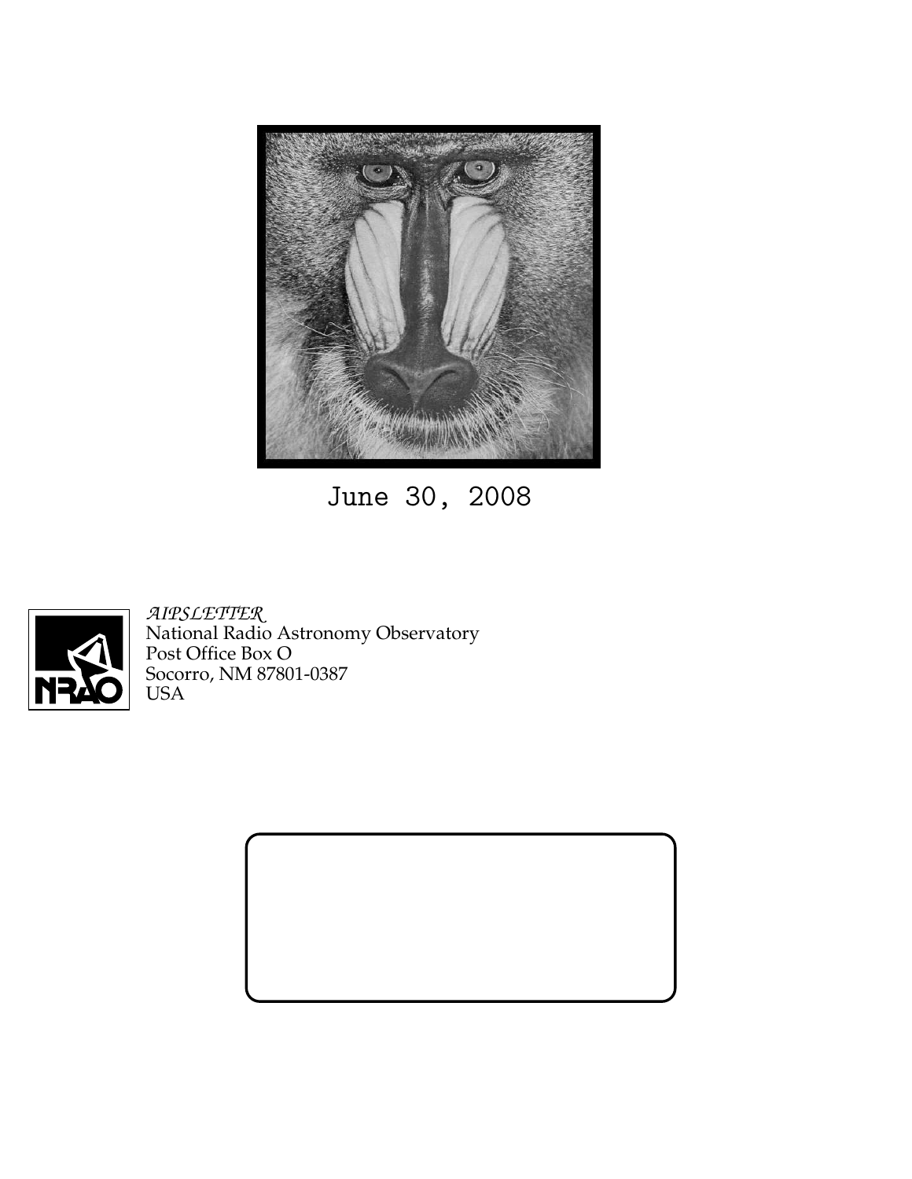June 30, 2008

*AIPSLETTER*
National Radio Astronomy Observatory
Post Office Box O
Socorro, NM 87801-0387
USA